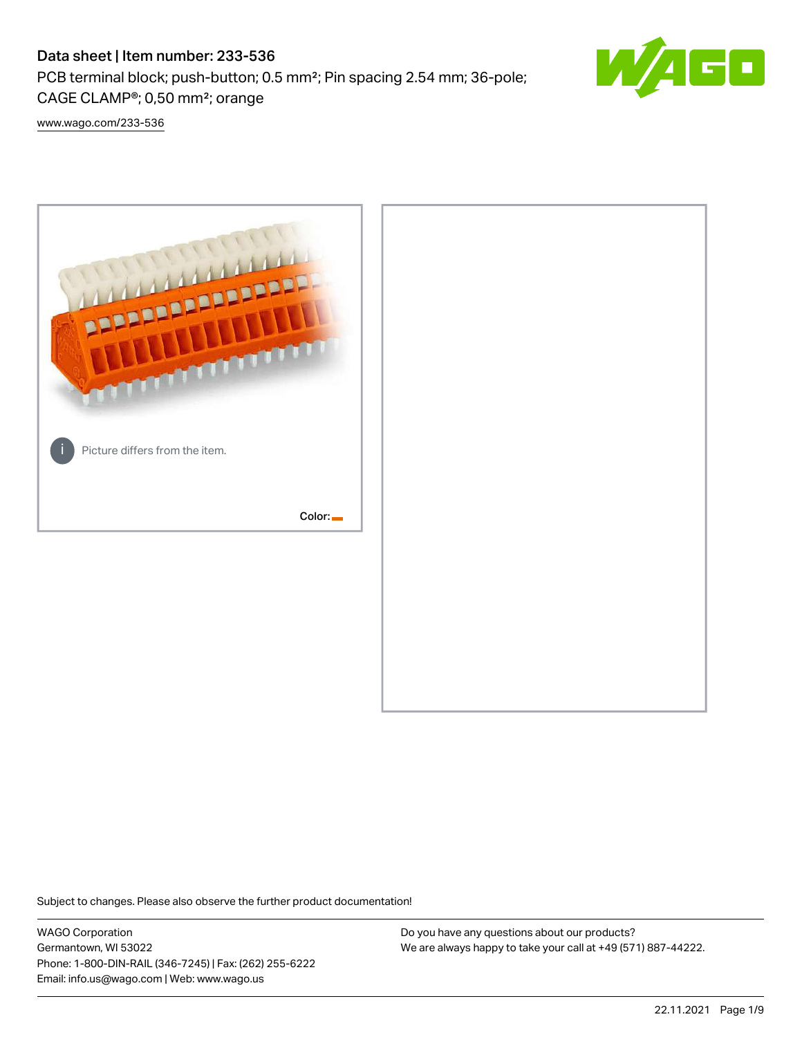# Data sheet | Item number: 233-536

PCB terminal block; push-button; 0.5 mm²; Pin spacing 2.54 mm; 36-pole; CAGE CLAMP®; 0,50 mm²; orange

www.wago.com/233-536

Picture differs from the item.

Color:

Subject to changes. Please also observe the further product documentation!

WAGO Corporation
Germantown, WI 53022
Phone: 1-800-DIN-RAIL (346-7245) | Fax: (262) 255-6222
Email: info.us@wago.com | Web: www.wago.us

Do you have any questions about our products?
We are always happy to take your call at +49 (571) 887-44222.

22.11.2021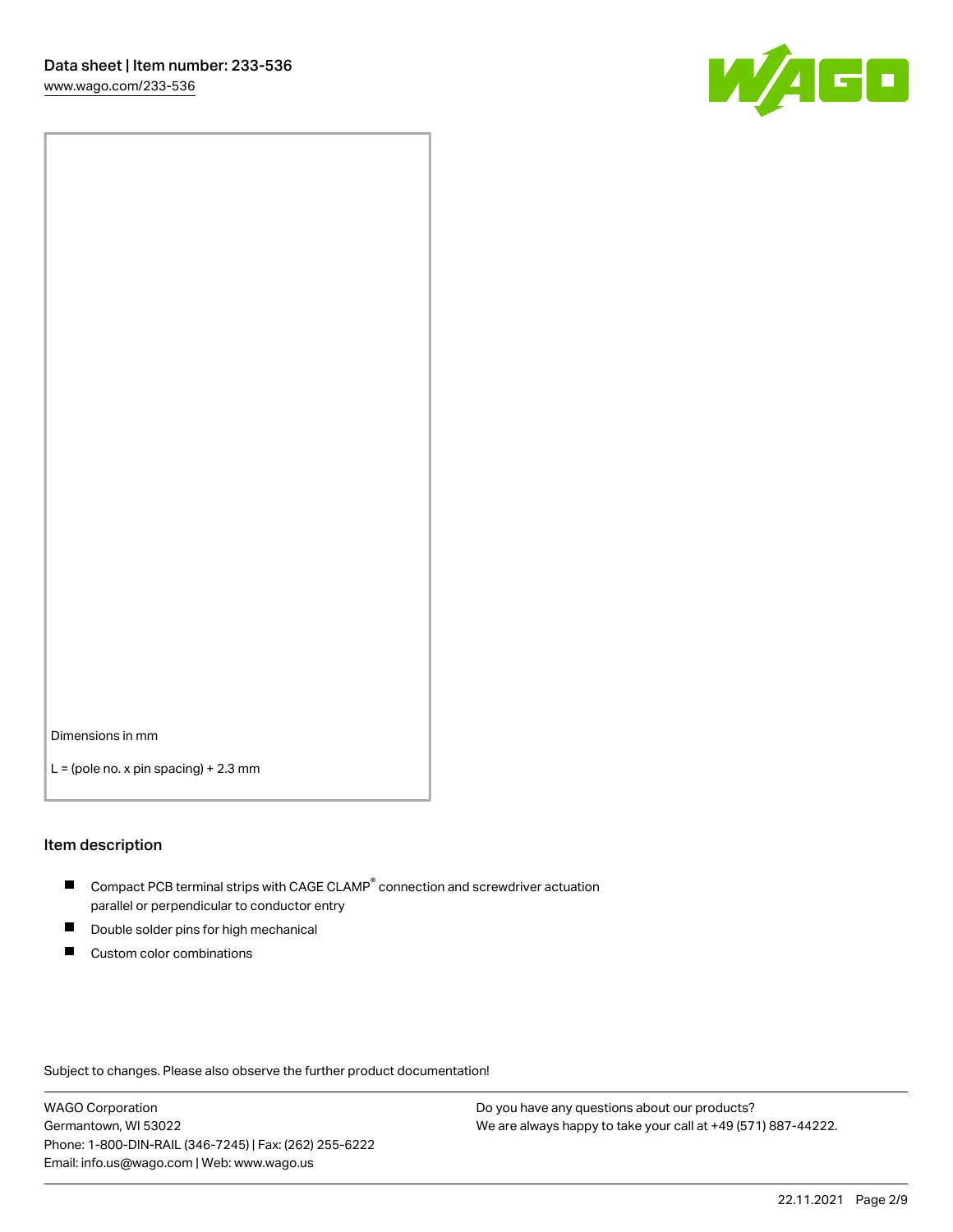Dimensions in mm

L = (pole no. x pin spacing) + 2.3 mm

## Item description

- Compact PCB terminal strips with CAGE CLAMP® connection and screwdriver actuation parallel or perpendicular to conductor entry
- Double solder pins for high mechanical
- Custom color combinations

Subject to changes. Please also observe the further product documentation!

WAGO Corporation
Germantown, WI 53022
Phone: 1-800-DIN-RAIL (346-7245) | Fax: (262) 255-6222
Email: info.us@wago.com | Web: www.wago.us

Do you have any questions about our products?
We are always happy to take your call at +49 (571) 887-44222.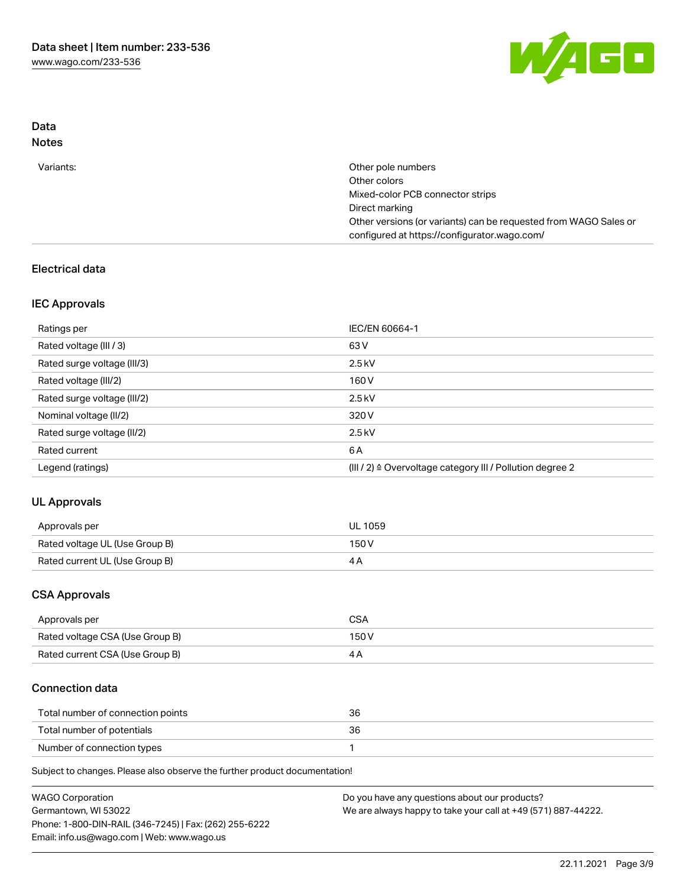## Data
### Notes

| | |
|---|---|
| Variants: | Other pole numbers<br>Other colors<br>Mixed-color PCB connector strips<br>Direct marking<br>Other versions (or variants) can be requested from WAGO Sales or configured at https://configurator.wago.com/ |

## Electrical data

### IEC Approvals

| | |
|---|---|
| Ratings per | IEC/EN 60664-1 |
| Rated voltage (III / 3) | 63 V |
| Rated surge voltage (III/3) | 2.5 kV |
| Rated voltage (III/2) | 160 V |
| Rated surge voltage (III/2) | 2.5 kV |
| Nominal voltage (II/2) | 320 V |
| Rated surge voltage (II/2) | 2.5 kV |
| Rated current | 6 A |
| Legend (ratings) | (III / 2) ≙ Overvoltage category III / Pollution degree 2 |

### UL Approvals

| | |
|---|---|
| Approvals per | UL 1059 |
| Rated voltage UL (Use Group B) | 150 V |
| Rated current UL (Use Group B) | 4 A |

### CSA Approvals

| | |
|---|---|
| Approvals per | CSA |
| Rated voltage CSA (Use Group B) | 150 V |
| Rated current CSA (Use Group B) | 4 A |

### Connection data

| | |
|---|---|
| Total number of connection points | 36 |
| Total number of potentials | 36 |
| Number of connection types | 1 |

Subject to changes. Please also observe the further product documentation!

WAGO Corporation
Germantown, WI 53022
Phone: 1-800-DIN-RAIL (346-7245) | Fax: (262) 255-6222
Email: info.us@wago.com | Web: www.wago.us

Do you have any questions about our products?
We are always happy to take your call at +49 (571) 887-44222.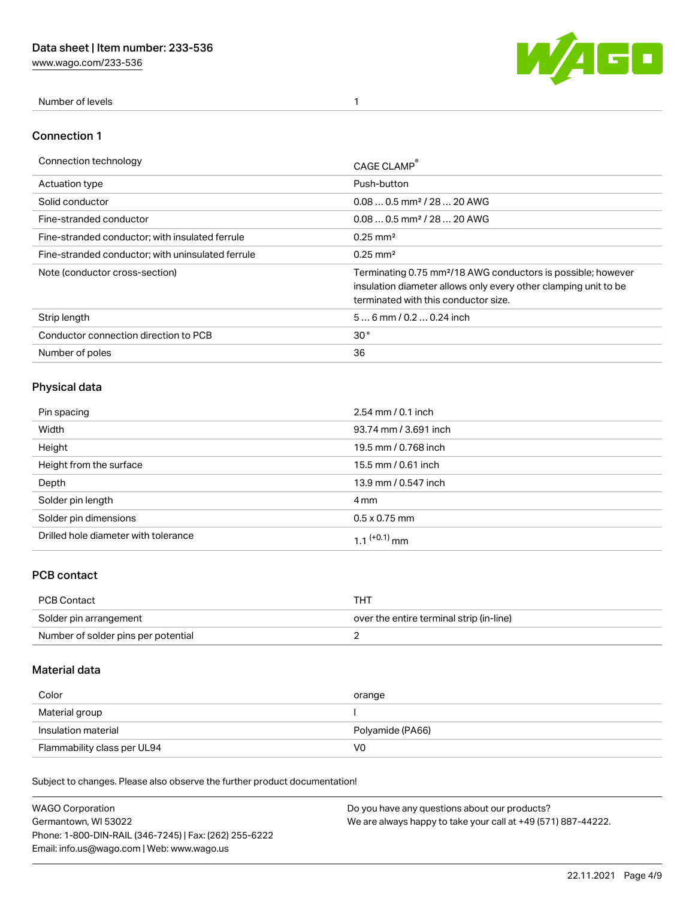| Number of levels | 1 |
|---|---|

## Connection 1

| Connection technology | CAGE CLAMP® |
|---|---|
| Actuation type | Push-button |
| Solid conductor | 0.08 … 0.5 mm² / 28 … 20 AWG |
| Fine-stranded conductor | 0.08 … 0.5 mm² / 28 … 20 AWG |
| Fine-stranded conductor; with insulated ferrule | 0.25 mm² |
| Fine-stranded conductor; with uninsulated ferrule | 0.25 mm² |
| Note (conductor cross-section) | Terminating 0.75 mm²/18 AWG conductors is possible; however insulation diameter allows only every other clamping unit to be terminated with this conductor size. |
| Strip length | 5 … 6 mm / 0.2 … 0.24 inch |
| Conductor connection direction to PCB | 30 ° |
| Number of poles | 36 |

## Physical data

| Pin spacing | 2.54 mm / 0.1 inch |
|---|---|
| Width | 93.74 mm / 3.691 inch |
| Height | 19.5 mm / 0.768 inch |
| Height from the surface | 15.5 mm / 0.61 inch |
| Depth | 13.9 mm / 0.547 inch |
| Solder pin length | 4 mm |
| Solder pin dimensions | 0.5 x 0.75 mm |
| Drilled hole diameter with tolerance | $1.1^{(+0.1)}$ mm |

## PCB contact

| PCB Contact | THT |
|---|---|
| Solder pin arrangement | over the entire terminal strip (in-line) |
| Number of solder pins per potential | 2 |

## Material data

| Color | orange |
|---|---|
| Material group | I |
| Insulation material | Polyamide (PA66) |
| Flammability class per UL94 | V0 |

Subject to changes. Please also observe the further product documentation!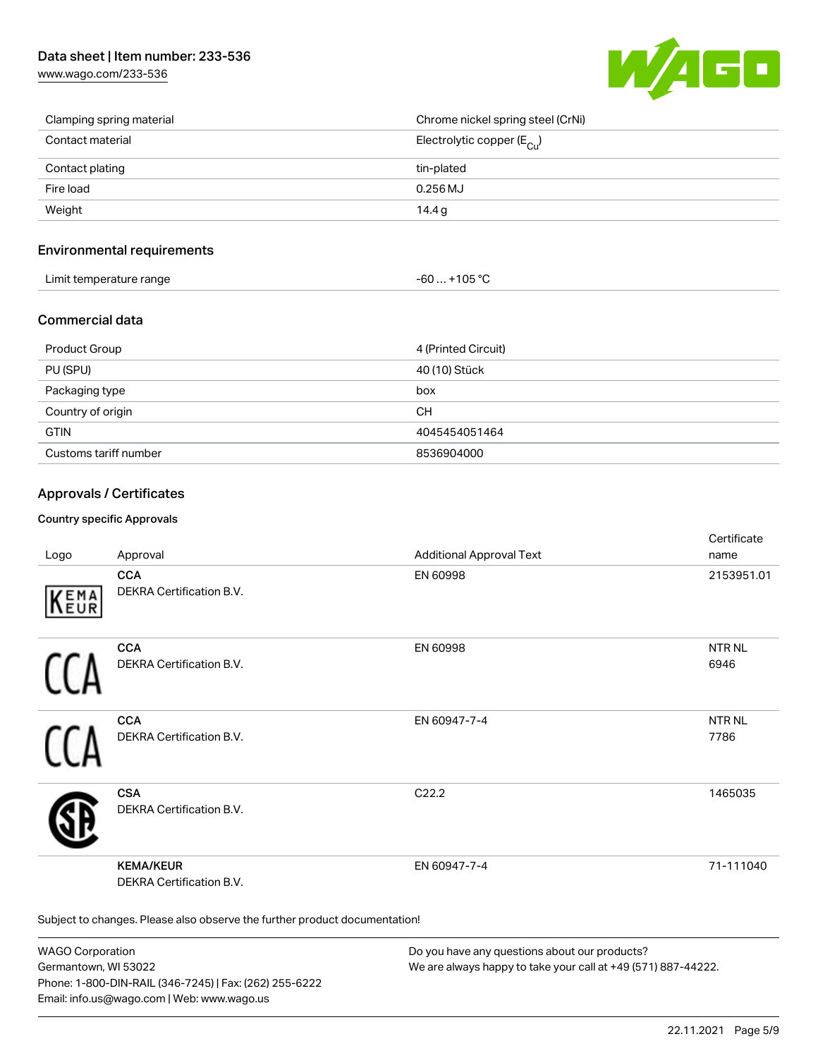| | |
|---|---|
| Clamping spring material | Chrome nickel spring steel (CrNi) |
| Contact material | Electrolytic copper ($E_{Cu}$) |
| Contact plating | tin-plated |
| Fire load | 0.256 MJ |
| Weight | 14.4 g |

## Environmental requirements

| | |
|---|---|
| Limit temperature range | -60 … +105 °C |

## Commercial data

| | |
|---|---|
| Product Group | 4 (Printed Circuit) |
| PU (SPU) | 40 (10) Stück |
| Packaging type | box |
| Country of origin | CH |
| GTIN | 4045454051464 |
| Customs tariff number | 8536904000 |

## Approvals / Certificates

### Country specific Approvals

| Logo | Approval | Additional Approval Text | Certificate name |
|---|---|---|---|
| | **CCA**<br>DEKRA Certification B.V. | EN 60998 | 2153951.01 |
| | **CCA**<br>DEKRA Certification B.V. | EN 60998 | NTR NL 6946 |
| | **CCA**<br>DEKRA Certification B.V. | EN 60947-7-4 | NTR NL 7786 |
| | **CSA**<br>DEKRA Certification B.V. | C22.2 | 1465035 |
| | **KEMA/KEUR**<br>DEKRA Certification B.V. | EN 60947-7-4 | 71-111040 |

Subject to changes. Please also observe the further product documentation!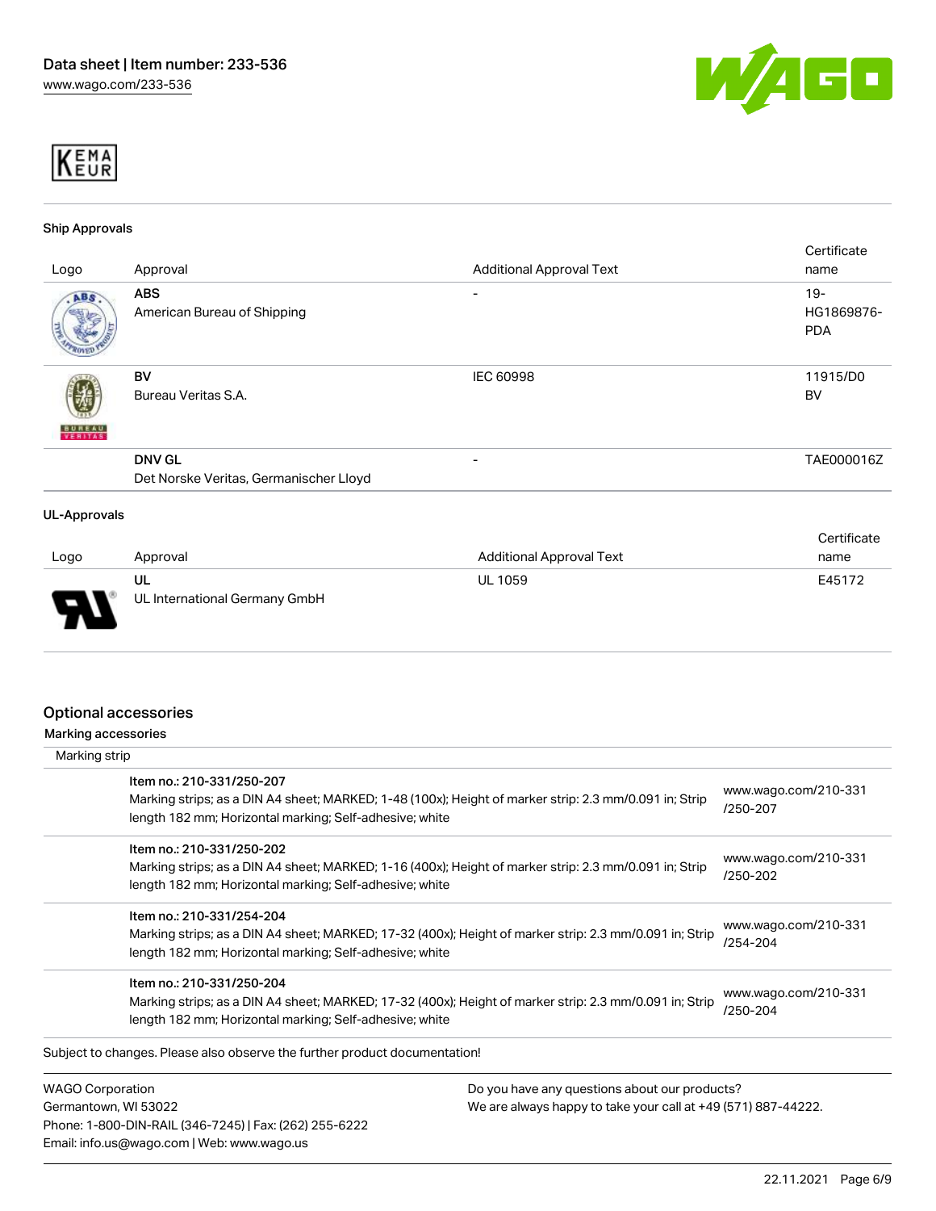## Ship Approvals

| Logo | Approval | Additional Approval Text | Certificate name |
|---|---|---|---|
| | **ABS**<br>American Bureau of Shipping | - | 19-HG1869876-PDA |
| | **BV**<br>Bureau Veritas S.A. | IEC 60998 | 11915/D0 BV |
| | **DNV GL**<br>Det Norske Veritas, Germanischer Lloyd | - | TAE000016Z |

## UL-Approvals

| Logo | Approval | Additional Approval Text | Certificate name |
|---|---|---|---|
| | **UL**<br>UL International Germany GmbH | UL 1059 | E45172 |

## Optional accessories

### Marking accessories

Marking strip

| Item | Link |
|---|---|
| **Item no.: 210-331/250-207**<br>Marking strips; as a DIN A4 sheet; MARKED; 1-48 (100x); Height of marker strip: 2.3 mm/0.091 in; Strip length 182 mm; Horizontal marking; Self-adhesive; white | www.wago.com/210-331/250-207 |
| **Item no.: 210-331/250-202**<br>Marking strips; as a DIN A4 sheet; MARKED; 1-16 (400x); Height of marker strip: 2.3 mm/0.091 in; Strip length 182 mm; Horizontal marking; Self-adhesive; white | www.wago.com/210-331/250-202 |
| **Item no.: 210-331/254-204**<br>Marking strips; as a DIN A4 sheet; MARKED; 17-32 (400x); Height of marker strip: 2.3 mm/0.091 in; Strip length 182 mm; Horizontal marking; Self-adhesive; white | www.wago.com/210-331/254-204 |
| **Item no.: 210-331/250-204**<br>Marking strips; as a DIN A4 sheet; MARKED; 17-32 (400x); Height of marker strip: 2.3 mm/0.091 in; Strip length 182 mm; Horizontal marking; Self-adhesive; white | www.wago.com/210-331/250-204 |

Subject to changes. Please also observe the further product documentation!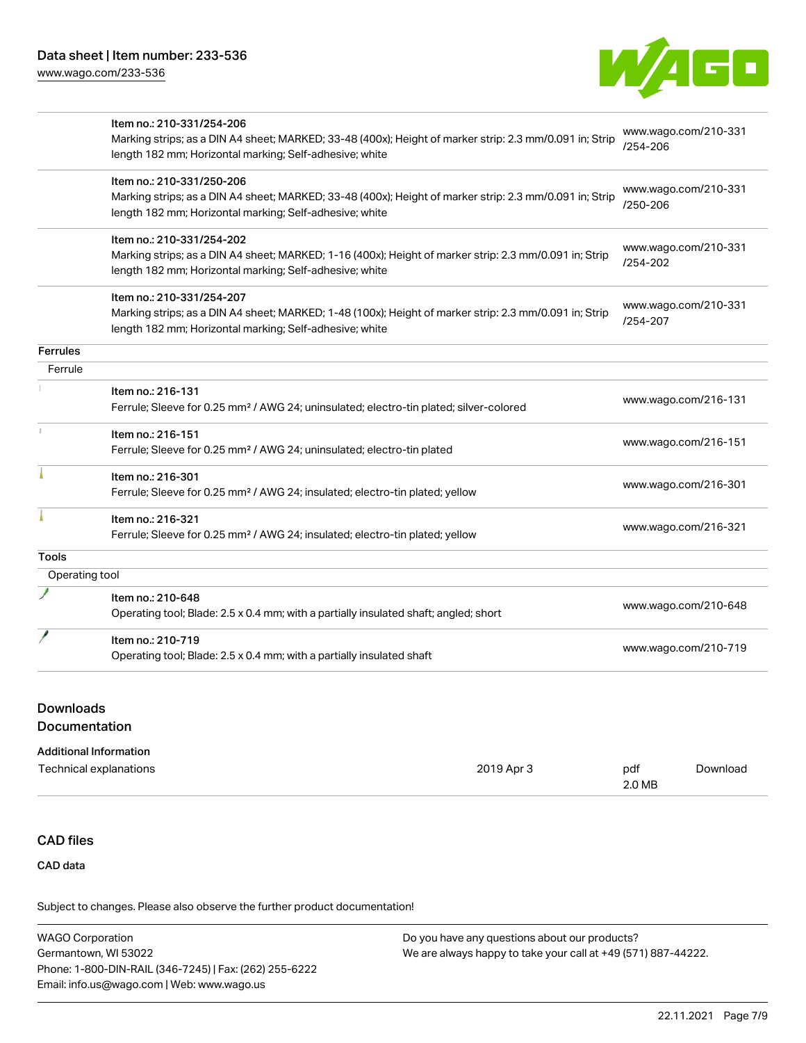| | | |
|---|---|---|
| | Item no.: 210-331/254-206<br>Marking strips; as a DIN A4 sheet; MARKED; 33-48 (400x); Height of marker strip: 2.3 mm/0.091 in; Strip length 182 mm; Horizontal marking; Self-adhesive; white | www.wago.com/210-331/254-206 |
| | Item no.: 210-331/250-206<br>Marking strips; as a DIN A4 sheet; MARKED; 33-48 (400x); Height of marker strip: 2.3 mm/0.091 in; Strip length 182 mm; Horizontal marking; Self-adhesive; white | www.wago.com/210-331/250-206 |
| | Item no.: 210-331/254-202<br>Marking strips; as a DIN A4 sheet; MARKED; 1-16 (400x); Height of marker strip: 2.3 mm/0.091 in; Strip length 182 mm; Horizontal marking; Self-adhesive; white | www.wago.com/210-331/254-202 |
| | Item no.: 210-331/254-207<br>Marking strips; as a DIN A4 sheet; MARKED; 1-48 (100x); Height of marker strip: 2.3 mm/0.091 in; Strip length 182 mm; Horizontal marking; Self-adhesive; white | www.wago.com/210-331/254-207 |
| **Ferrules** | | |
| Ferrule | | |
| | Item no.: 216-131<br>Ferrule; Sleeve for 0.25 mm² / AWG 24; uninsulated; electro-tin plated; silver-colored | www.wago.com/216-131 |
| | Item no.: 216-151<br>Ferrule; Sleeve for 0.25 mm² / AWG 24; uninsulated; electro-tin plated | www.wago.com/216-151 |
| | Item no.: 216-301<br>Ferrule; Sleeve for 0.25 mm² / AWG 24; insulated; electro-tin plated; yellow | www.wago.com/216-301 |
| | Item no.: 216-321<br>Ferrule; Sleeve for 0.25 mm² / AWG 24; insulated; electro-tin plated; yellow | www.wago.com/216-321 |
| **Tools** | | |
| Operating tool | | |
| | Item no.: 210-648<br>Operating tool; Blade: 2.5 x 0.4 mm; with a partially insulated shaft; angled; short | www.wago.com/210-648 |
| | Item no.: 210-719<br>Operating tool; Blade: 2.5 x 0.4 mm; with a partially insulated shaft | www.wago.com/210-719 |

## Downloads

### Documentation

**Additional Information**

| | | | |
|---|---|---|---|
| Technical explanations | 2019 Apr 3 | pdf<br>2.0 MB | Download |

## CAD files

**CAD data**

Subject to changes. Please also observe the further product documentation!

WAGO Corporation
Germantown, WI 53022
Phone: 1-800-DIN-RAIL (346-7245) | Fax: (262) 255-6222
Email: info.us@wago.com | Web: www.wago.us

Do you have any questions about our products?
We are always happy to take your call at +49 (571) 887-44222.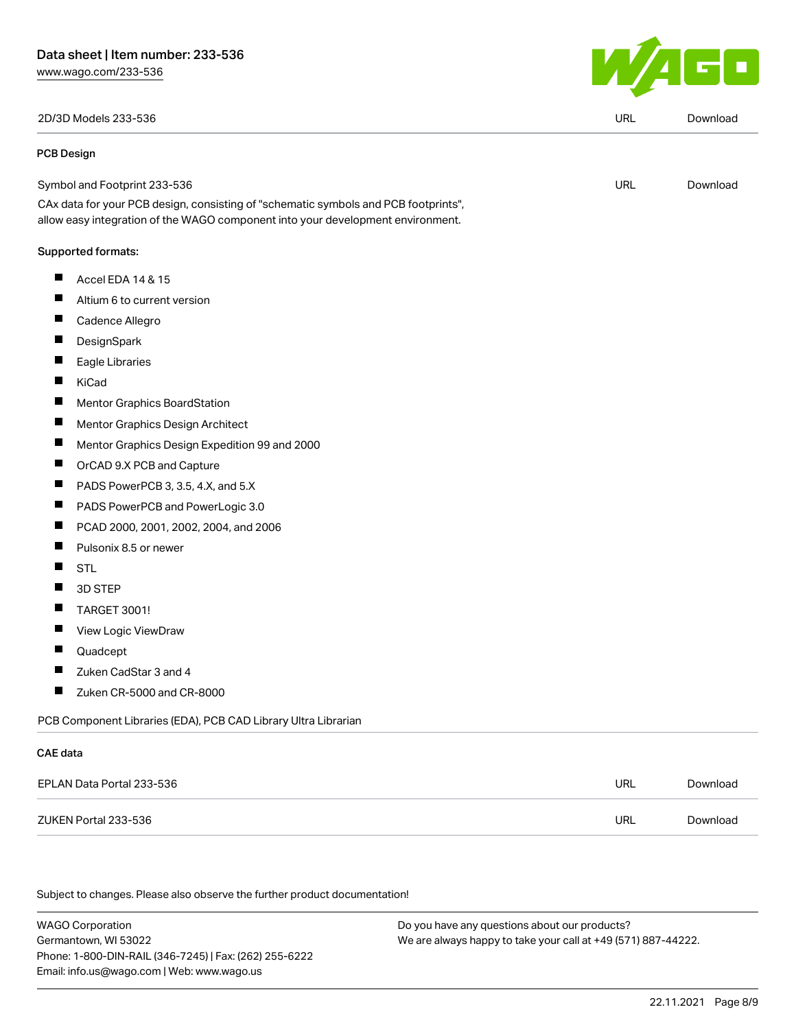| 2D/3D Models 233-536 | URL | Download |
|---|---|---|

**PCB Design**

| Symbol and Footprint 233-536 | URL | Download |
|---|---|---|

CAx data for your PCB design, consisting of "schematic symbols and PCB footprints", allow easy integration of the WAGO component into your development environment.

Supported formats:

- Accel EDA 14 & 15
- Altium 6 to current version
- Cadence Allegro
- DesignSpark
- Eagle Libraries
- KiCad
- Mentor Graphics BoardStation
- Mentor Graphics Design Architect
- Mentor Graphics Design Expedition 99 and 2000
- OrCAD 9.X PCB and Capture
- PADS PowerPCB 3, 3.5, 4.X, and 5.X
- PADS PowerPCB and PowerLogic 3.0
- PCAD 2000, 2001, 2002, 2004, and 2006
- Pulsonix 8.5 or newer
- STL
- 3D STEP
- TARGET 3001!
- View Logic ViewDraw
- Quadcept
- Zuken CadStar 3 and 4
- Zuken CR-5000 and CR-8000

PCB Component Libraries (EDA), PCB CAD Library Ultra Librarian

**CAE data**

| EPLAN Data Portal 233-536 | URL | Download |
|---|---|---|
| ZUKEN Portal 233-536 | URL | Download |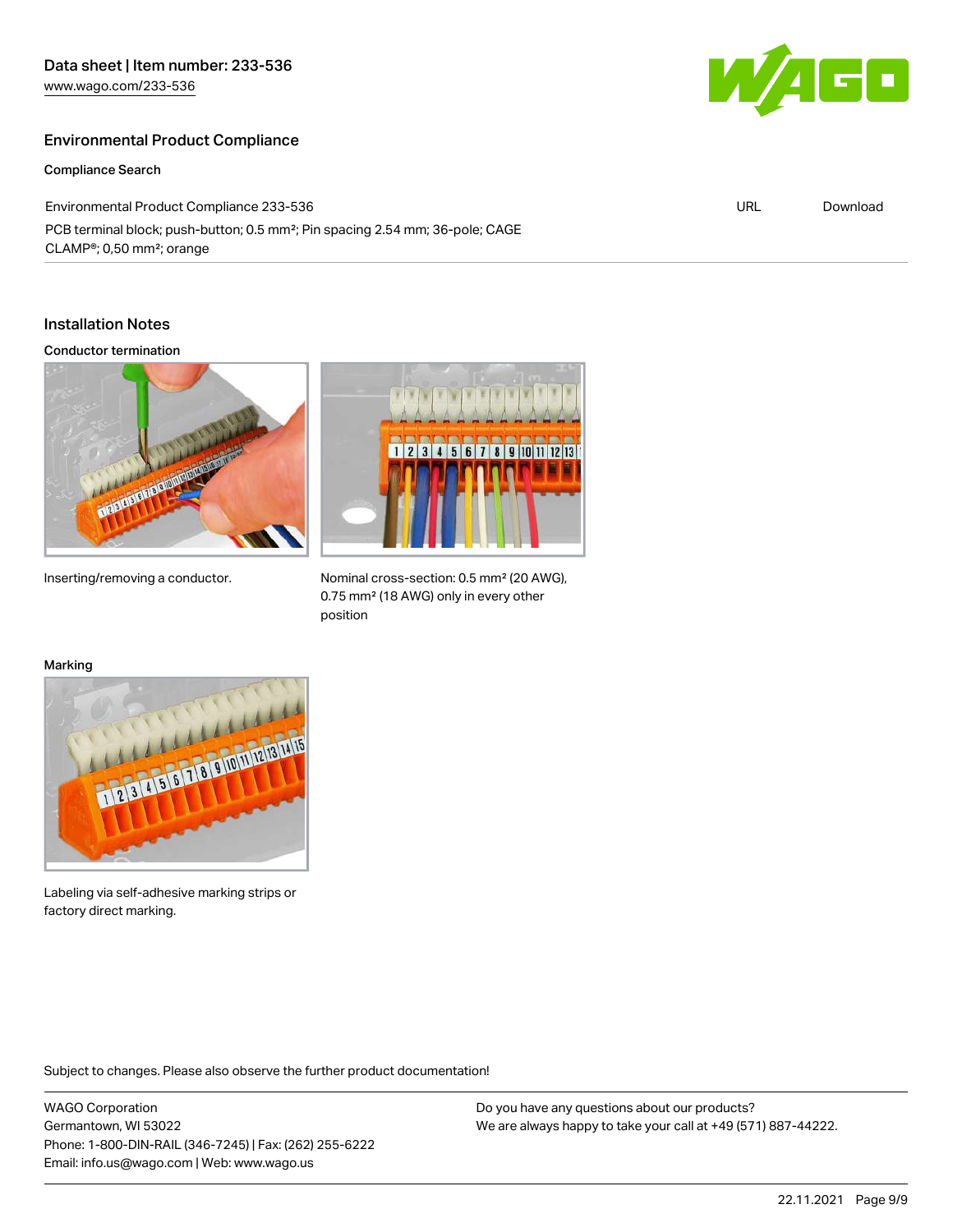## Environmental Product Compliance

### Compliance Search

| | | |
|---|---|---|
| Environmental Product Compliance 233-536<br>PCB terminal block; push-button; 0.5 mm²; Pin spacing 2.54 mm; 36-pole; CAGE CLAMP®; 0,50 mm²; orange | URL | Download |

## Installation Notes

### Conductor termination

Inserting/removing a conductor.

Nominal cross-section: 0.5 mm² (20 AWG), 0.75 mm² (18 AWG) only in every other position

### Marking

Labeling via self-adhesive marking strips or factory direct marking.

Subject to changes. Please also observe the further product documentation!

WAGO Corporation
Germantown, WI 53022
Phone: 1-800-DIN-RAIL (346-7245) | Fax: (262) 255-6222
Email: info.us@wago.com | Web: www.wago.us

Do you have any questions about our products?
We are always happy to take your call at +49 (571) 887-44222.